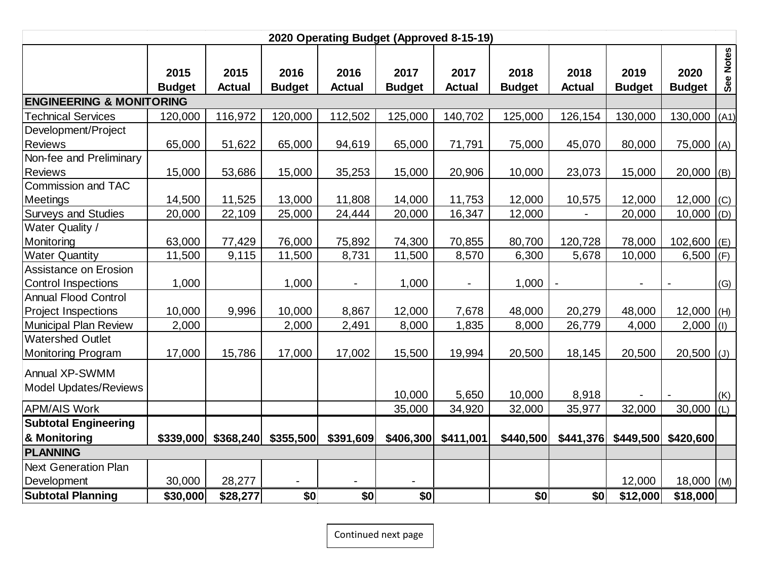| 2020 Operating Budget (Approved 8-15-19) | | | | | | | | | | | |
|---|---|---|---|---|---|---|---|---|---|---|---|
| | 2015 Budget | 2015 Actual | 2016 Budget | 2016 Actual | 2017 Budget | 2017 Actual | 2018 Budget | 2018 Actual | 2019 Budget | 2020 Budget | See Notes |
| **ENGINEERING & MONITORING** | | | | | | | | | | | |
| Technical Services | 120,000 | 116,972 | 120,000 | 112,502 | 125,000 | 140,702 | 125,000 | 126,154 | 130,000 | 130,000 | (A1) |
| Development/Project Reviews | 65,000 | 51,622 | 65,000 | 94,619 | 65,000 | 71,791 | 75,000 | 45,070 | 80,000 | 75,000 | (A) |
| Non-fee and Preliminary Reviews | 15,000 | 53,686 | 15,000 | 35,253 | 15,000 | 20,906 | 10,000 | 23,073 | 15,000 | 20,000 | (B) |
| Commission and TAC Meetings | 14,500 | 11,525 | 13,000 | 11,808 | 14,000 | 11,753 | 12,000 | 10,575 | 12,000 | 12,000 | (C) |
| Surveys and Studies | 20,000 | 22,109 | 25,000 | 24,444 | 20,000 | 16,347 | 12,000 | - | 20,000 | 10,000 | (D) |
| Water Quality / Monitoring | 63,000 | 77,429 | 76,000 | 75,892 | 74,300 | 70,855 | 80,700 | 120,728 | 78,000 | 102,600 | (E) |
| Water Quantity | 11,500 | 9,115 | 11,500 | 8,731 | 11,500 | 8,570 | 6,300 | 5,678 | 10,000 | 6,500 | (F) |
| Assistance on Erosion Control Inspections | 1,000 | | 1,000 | - | 1,000 | - | 1,000 | - | - | - | (G) |
| Annual Flood Control Project Inspections | 10,000 | 9,996 | 10,000 | 8,867 | 12,000 | 7,678 | 48,000 | 20,279 | 48,000 | 12,000 | (H) |
| Municipal Plan Review | 2,000 | | 2,000 | 2,491 | 8,000 | 1,835 | 8,000 | 26,779 | 4,000 | 2,000 | (I) |
| Watershed Outlet Monitoring Program | 17,000 | 15,786 | 17,000 | 17,002 | 15,500 | 19,994 | 20,500 | 18,145 | 20,500 | 20,500 | (J) |
| Annual XP-SWMM Model Updates/Reviews | | | | | 10,000 | 5,650 | 10,000 | 8,918 | - | - | (K) |
| APM/AIS Work | | | | | 35,000 | 34,920 | 32,000 | 35,977 | 32,000 | 30,000 | (L) |
| **Subtotal Engineering & Monitoring** | **$339,000** | **$368,240** | **$355,500** | **$391,609** | **$406,300** | **$411,001** | **$440,500** | **$441,376** | **$449,500** | **$420,600** | |
| **PLANNING** | | | | | | | | | | | |
| Next Generation Plan Development | 30,000 | 28,277 | - | - | - | | | | 12,000 | 18,000 | (M) |
| **Subtotal Planning** | **$30,000** | **$28,277** | **$0** | **$0** | **$0** | | **$0** | **$0** | **$12,000** | **$18,000** | |

Continued next page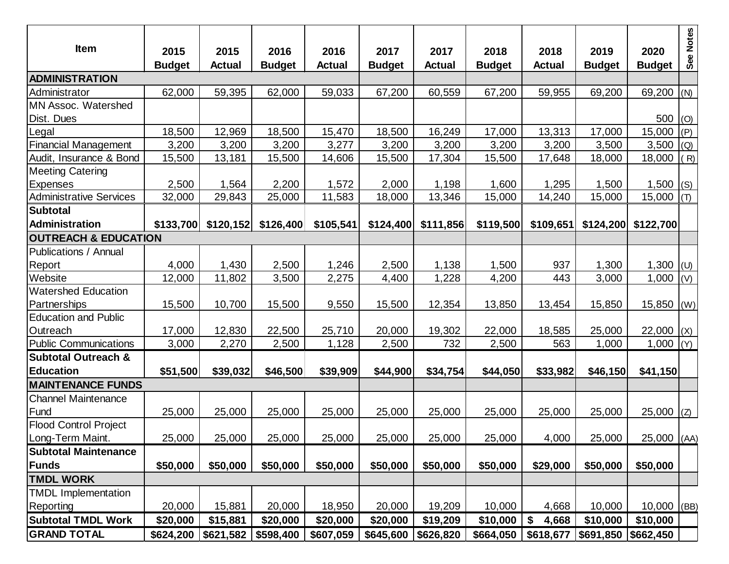| Item | 2015 Budget | 2015 Actual | 2016 Budget | 2016 Actual | 2017 Budget | 2017 Actual | 2018 Budget | 2018 Actual | 2019 Budget | 2020 Budget | See Notes |
|---|---|---|---|---|---|---|---|---|---|---|---|
| **ADMINISTRATION** | | | | | | | | | | | |
| Administrator | 62,000 | 59,395 | 62,000 | 59,033 | 67,200 | 60,559 | 67,200 | 59,955 | 69,200 | 69,200 | (N) |
| MN Assoc. Watershed Dist. Dues | | | | | | | | | | 500 | (O) |
| Legal | 18,500 | 12,969 | 18,500 | 15,470 | 18,500 | 16,249 | 17,000 | 13,313 | 17,000 | 15,000 | (P) |
| Financial Management | 3,200 | 3,200 | 3,200 | 3,277 | 3,200 | 3,200 | 3,200 | 3,200 | 3,500 | 3,500 | (Q) |
| Audit, Insurance & Bond | 15,500 | 13,181 | 15,500 | 14,606 | 15,500 | 17,304 | 15,500 | 17,648 | 18,000 | 18,000 | ( R) |
| Meeting Catering Expenses | 2,500 | 1,564 | 2,200 | 1,572 | 2,000 | 1,198 | 1,600 | 1,295 | 1,500 | 1,500 | (S) |
| Administrative Services | 32,000 | 29,843 | 25,000 | 11,583 | 18,000 | 13,346 | 15,000 | 14,240 | 15,000 | 15,000 | (T) |
| **Subtotal Administration** | **$133,700** | **$120,152** | **$126,400** | **$105,541** | **$124,400** | **$111,856** | **$119,500** | **$109,651** | **$124,200** | **$122,700** | |
| **OUTREACH & EDUCATION** | | | | | | | | | | | |
| Publications / Annual Report | 4,000 | 1,430 | 2,500 | 1,246 | 2,500 | 1,138 | 1,500 | 937 | 1,300 | 1,300 | (U) |
| Website | 12,000 | 11,802 | 3,500 | 2,275 | 4,400 | 1,228 | 4,200 | 443 | 3,000 | 1,000 | (V) |
| Watershed Education Partnerships | 15,500 | 10,700 | 15,500 | 9,550 | 15,500 | 12,354 | 13,850 | 13,454 | 15,850 | 15,850 | (W) |
| Education and Public Outreach | 17,000 | 12,830 | 22,500 | 25,710 | 20,000 | 19,302 | 22,000 | 18,585 | 25,000 | 22,000 | (X) |
| Public Communications | 3,000 | 2,270 | 2,500 | 1,128 | 2,500 | 732 | 2,500 | 563 | 1,000 | 1,000 | (Y) |
| **Subtotal Outreach & Education** | **$51,500** | **$39,032** | **$46,500** | **$39,909** | **$44,900** | **$34,754** | **$44,050** | **$33,982** | **$46,150** | **$41,150** | |
| **MAINTENANCE FUNDS** | | | | | | | | | | | |
| Channel Maintenance Fund | 25,000 | 25,000 | 25,000 | 25,000 | 25,000 | 25,000 | 25,000 | 25,000 | 25,000 | 25,000 | (Z) |
| Flood Control Project Long-Term Maint. | 25,000 | 25,000 | 25,000 | 25,000 | 25,000 | 25,000 | 25,000 | 4,000 | 25,000 | 25,000 | (AA) |
| **Subtotal Maintenance Funds** | **$50,000** | **$50,000** | **$50,000** | **$50,000** | **$50,000** | **$50,000** | **$50,000** | **$29,000** | **$50,000** | **$50,000** | |
| **TMDL WORK** | | | | | | | | | | | |
| TMDL Implementation Reporting | 20,000 | 15,881 | 20,000 | 18,950 | 20,000 | 19,209 | 10,000 | 4,668 | 10,000 | 10,000 | (BB) |
| **Subtotal TMDL Work** | **$20,000** | **$15,881** | **$20,000** | **$20,000** | **$20,000** | **$19,209** | **$10,000** | **$ 4,668** | **$10,000** | **$10,000** | |
| **GRAND TOTAL** | **$624,200** | **$621,582** | **$598,400** | **$607,059** | **$645,600** | **$626,820** | **$664,050** | **$618,677** | **$691,850** | **$662,450** | |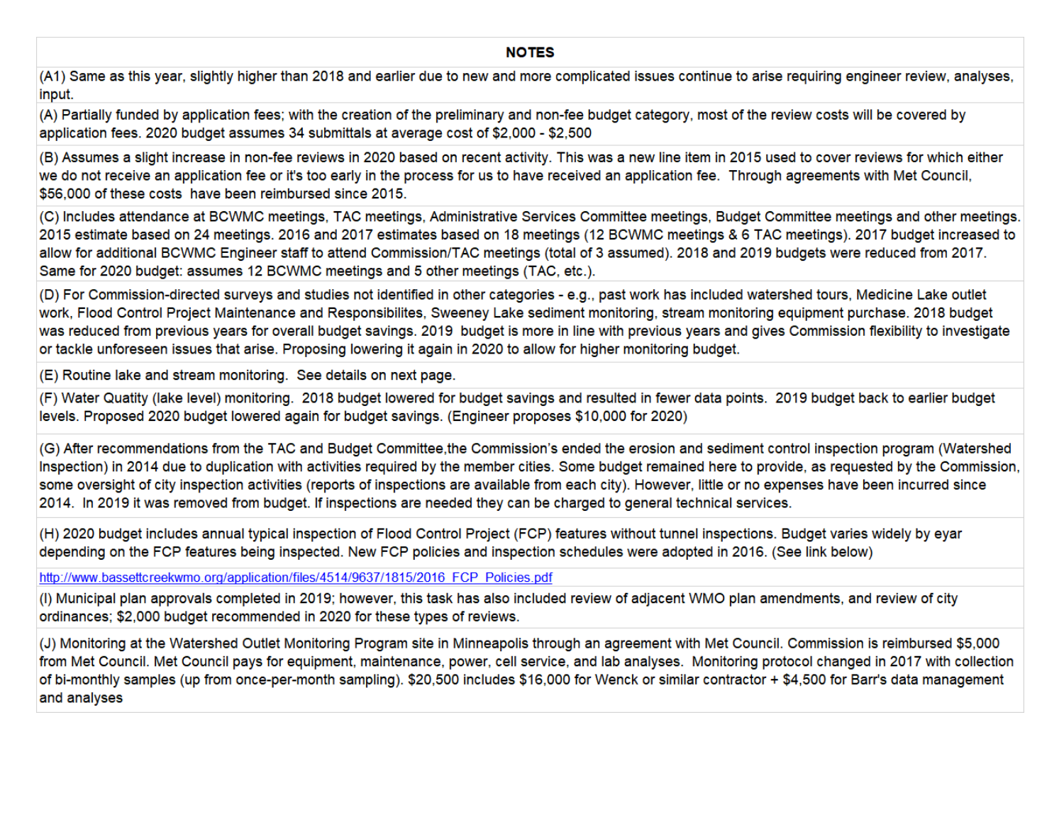## NOTES

(A1) Same as this year, slightly higher than 2018 and earlier due to new and more complicated issues continue to arise requiring engineer review, analyses, input.

(A) Partially funded by application fees; with the creation of the preliminary and non-fee budget category, most of the review costs will be covered by application fees. 2020 budget assumes 34 submittals at average cost of $2,000 - $2,500

(B) Assumes a slight increase in non-fee reviews in 2020 based on recent activity. This was a new line item in 2015 used to cover reviews for which either we do not receive an application fee or it's too early in the process for us to have received an application fee. Through agreements with Met Council, $56,000 of these costs have been reimbursed since 2015.

(C) Includes attendance at BCWMC meetings, TAC meetings, Administrative Services Committee meetings, Budget Committee meetings and other meetings. 2015 estimate based on 24 meetings. 2016 and 2017 estimates based on 18 meetings (12 BCWMC meetings & 6 TAC meetings). 2017 budget increased to allow for additional BCWMC Engineer staff to attend Commission/TAC meetings (total of 3 assumed). 2018 and 2019 budgets were reduced from 2017. Same for 2020 budget: assumes 12 BCWMC meetings and 5 other meetings (TAC, etc.).

(D) For Commission-directed surveys and studies not identified in other categories - e.g., past work has included watershed tours, Medicine Lake outlet work, Flood Control Project Maintenance and Responsibilites, Sweeney Lake sediment monitoring, stream monitoring equipment purchase. 2018 budget was reduced from previous years for overall budget savings. 2019 budget is more in line with previous years and gives Commission flexibility to investigate or tackle unforeseen issues that arise. Proposing lowering it again in 2020 to allow for higher monitoring budget.

(E) Routine lake and stream monitoring. See details on next page.

(F) Water Quatity (lake level) monitoring. 2018 budget lowered for budget savings and resulted in fewer data points. 2019 budget back to earlier budget levels. Proposed 2020 budget lowered again for budget savings. (Engineer proposes $10,000 for 2020)

(G) After recommendations from the TAC and Budget Committee,the Commission's ended the erosion and sediment control inspection program (Watershed Inspection) in 2014 due to duplication with activities required by the member cities. Some budget remained here to provide, as requested by the Commission, some oversight of city inspection activities (reports of inspections are available from each city). However, little or no expenses have been incurred since 2014. In 2019 it was removed from budget. If inspections are needed they can be charged to general technical services.

(H) 2020 budget includes annual typical inspection of Flood Control Project (FCP) features without tunnel inspections. Budget varies widely by eyar depending on the FCP features being inspected. New FCP policies and inspection schedules were adopted in 2016. (See link below)

http://www.bassettcreekwmo.org/application/files/4514/9637/1815/2016_FCP_Policies.pdf

(I) Municipal plan approvals completed in 2019; however, this task has also included review of adjacent WMO plan amendments, and review of city ordinances; $2,000 budget recommended in 2020 for these types of reviews.

(J) Monitoring at the Watershed Outlet Monitoring Program site in Minneapolis through an agreement with Met Council. Commission is reimbursed $5,000 from Met Council. Met Council pays for equipment, maintenance, power, cell service, and lab analyses. Monitoring protocol changed in 2017 with collection of bi-monthly samples (up from once-per-month sampling). $20,500 includes $16,000 for Wenck or similar contractor + $4,500 for Barr's data management and analyses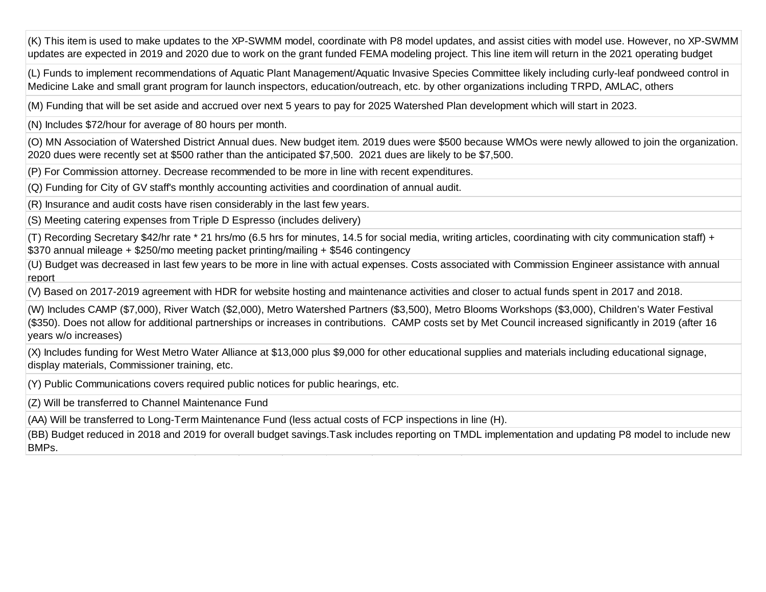(K) This item is used to make updates to the XP-SWMM model, coordinate with P8 model updates, and assist cities with model use. However, no XP-SWMM updates are expected in 2019 and 2020 due to work on the grant funded FEMA modeling project. This line item will return in the 2021 operating budget

(L) Funds to implement recommendations of Aquatic Plant Management/Aquatic Invasive Species Committee likely including curly-leaf pondweed control in Medicine Lake and small grant program for launch inspectors, education/outreach, etc. by other organizations including TRPD, AMLAC, others

(M) Funding that will be set aside and accrued over next 5 years to pay for 2025 Watershed Plan development which will start in 2023.

(N) Includes $72/hour for average of 80 hours per month.

(O) MN Association of Watershed District Annual dues. New budget item. 2019 dues were $500 because WMOs were newly allowed to join the organization. 2020 dues were recently set at $500 rather than the anticipated $7,500. 2021 dues are likely to be $7,500.

(P) For Commission attorney. Decrease recommended to be more in line with recent expenditures.

(Q) Funding for City of GV staff's monthly accounting activities and coordination of annual audit.

(R) Insurance and audit costs have risen considerably in the last few years.

(S) Meeting catering expenses from Triple D Espresso (includes delivery)

(T) Recording Secretary $42/hr rate * 21 hrs/mo (6.5 hrs for minutes, 14.5 for social media, writing articles, coordinating with city communication staff) + $370 annual mileage + $250/mo meeting packet printing/mailing + $546 contingency

(U) Budget was decreased in last few years to be more in line with actual expenses. Costs associated with Commission Engineer assistance with annual report

(V) Based on 2017-2019 agreement with HDR for website hosting and maintenance activities and closer to actual funds spent in 2017 and 2018.

(W) Includes CAMP ($7,000), River Watch ($2,000), Metro Watershed Partners ($3,500), Metro Blooms Workshops ($3,000), Children's Water Festival ($350). Does not allow for additional partnerships or increases in contributions. CAMP costs set by Met Council increased significantly in 2019 (after 16 years w/o increases)

(X) Includes funding for West Metro Water Alliance at $13,000 plus $9,000 for other educational supplies and materials including educational signage, display materials, Commissioner training, etc.

(Y) Public Communications covers required public notices for public hearings, etc.

(Z) Will be transferred to Channel Maintenance Fund

(AA) Will be transferred to Long-Term Maintenance Fund (less actual costs of FCP inspections in line (H).

(BB) Budget reduced in 2018 and 2019 for overall budget savings.Task includes reporting on TMDL implementation and updating P8 model to include new BMPs.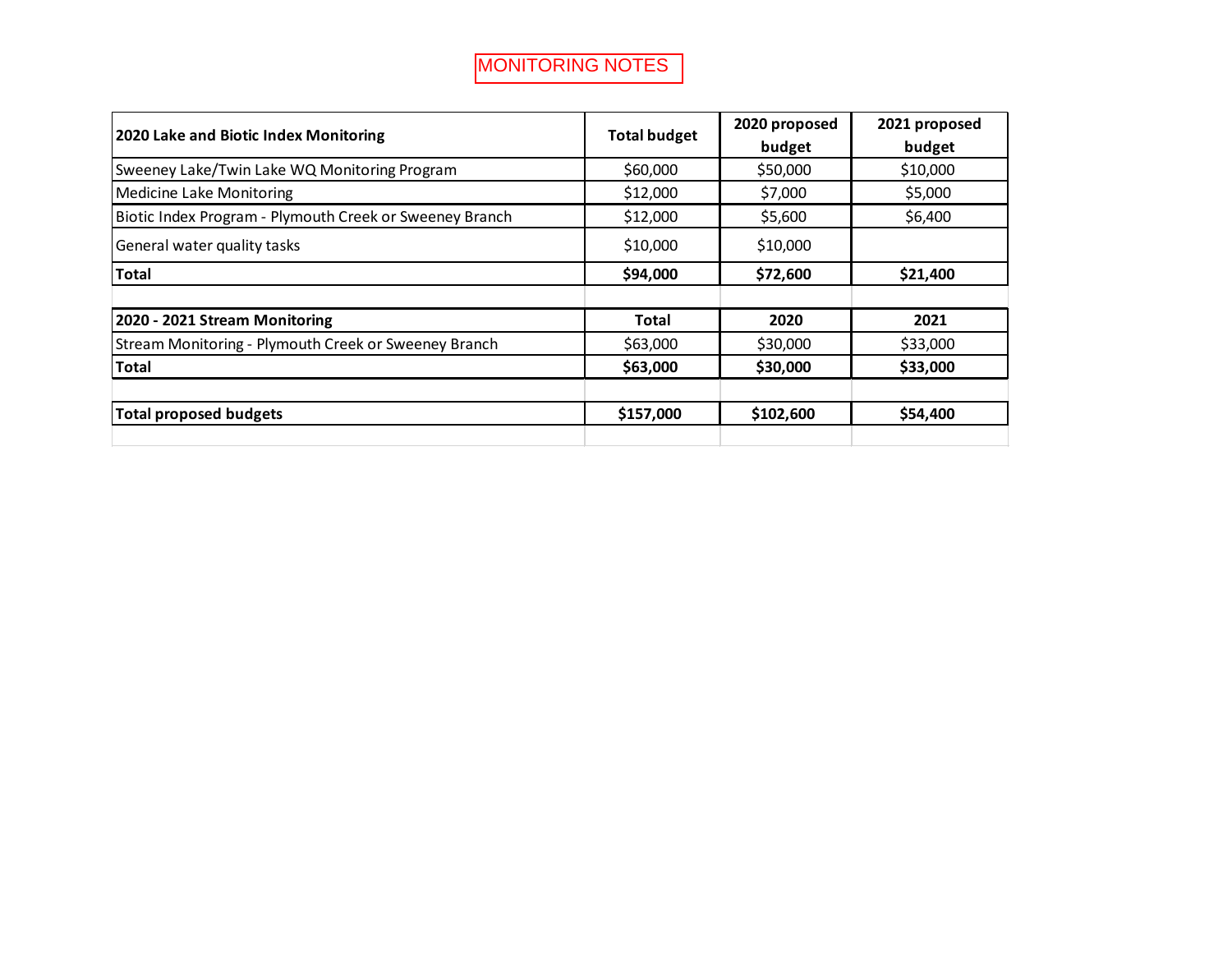MONITORING NOTES

| 2020 Lake and Biotic Index Monitoring | Total budget | 2020 proposed budget | 2021 proposed budget |
|---|---|---|---|
| Sweeney Lake/Twin Lake WQ Monitoring Program | $60,000 | $50,000 | $10,000 |
| Medicine Lake Monitoring | $12,000 | $7,000 | $5,000 |
| Biotic Index Program - Plymouth Creek or Sweeney Branch | $12,000 | $5,600 | $6,400 |
| General water quality tasks | $10,000 | $10,000 | |
| **Total** | **$94,000** | **$72,600** | **$21,400** |

| 2020 - 2021 Stream Monitoring | Total | 2020 | 2021 |
|---|---|---|---|
| Stream Monitoring - Plymouth Creek or Sweeney Branch | $63,000 | $30,000 | $33,000 |
| **Total** | **$63,000** | **$30,000** | **$33,000** |

| | | | |
|---|---|---|---|
| **Total proposed budgets** | **$157,000** | **$102,600** | **$54,400** |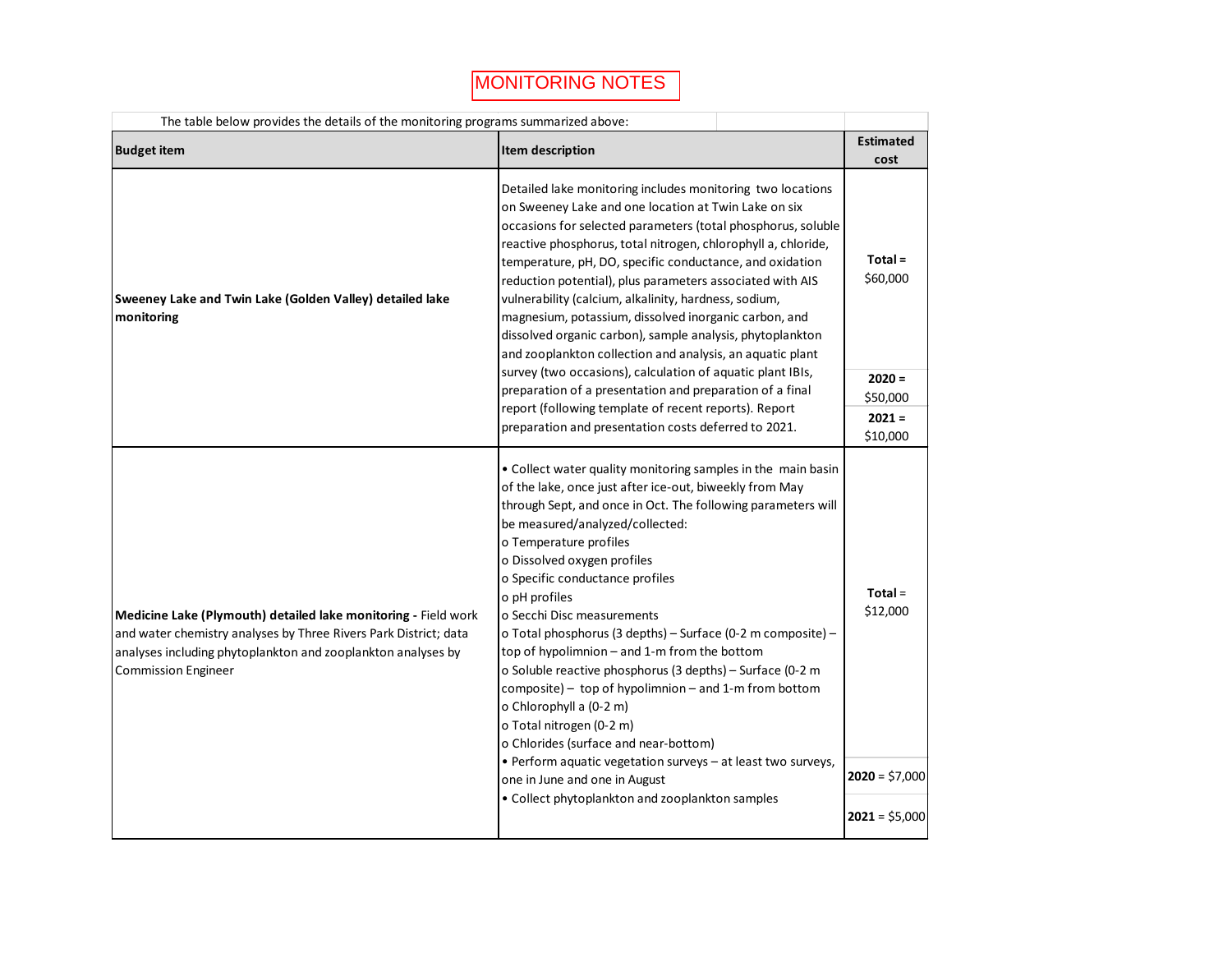# MONITORING NOTES

The table below provides the details of the monitoring programs summarized above:

| Budget item | Item description | Estimated cost |
|---|---|---|
| **Sweeney Lake and Twin Lake (Golden Valley) detailed lake monitoring** | Detailed lake monitoring includes monitoring two locations on Sweeney Lake and one location at Twin Lake on six occasions for selected parameters (total phosphorus, soluble reactive phosphorus, total nitrogen, chlorophyll a, chloride, temperature, pH, DO, specific conductance, and oxidation reduction potential), plus parameters associated with AIS vulnerability (calcium, alkalinity, hardness, sodium, magnesium, potassium, dissolved inorganic carbon, and dissolved organic carbon), sample analysis, phytoplankton and zooplankton collection and analysis, an aquatic plant survey (two occasions), calculation of aquatic plant IBIs, preparation of a presentation and preparation of a final report (following template of recent reports). Report preparation and presentation costs deferred to 2021. | **Total =** $60,000<br>**2020 =** $50,000<br>**2021 =** $10,000 |
| **Medicine Lake (Plymouth) detailed lake monitoring -** Field work and water chemistry analyses by Three Rivers Park District; data analyses including phytoplankton and zooplankton analyses by Commission Engineer | • Collect water quality monitoring samples in the main basin of the lake, once just after ice-out, biweekly from May through Sept, and once in Oct. The following parameters will be measured/analyzed/collected:<br>o Temperature profiles<br>o Dissolved oxygen profiles<br>o Specific conductance profiles<br>o pH profiles<br>o Secchi Disc measurements<br>o Total phosphorus (3 depths) – Surface (0-2 m composite) – top of hypolimnion – and 1-m from the bottom<br>o Soluble reactive phosphorus (3 depths) – Surface (0-2 m composite) – top of hypolimnion – and 1-m from bottom<br>o Chlorophyll a (0-2 m)<br>o Total nitrogen (0-2 m)<br>o Chlorides (surface and near-bottom)<br>• Perform aquatic vegetation surveys – at least two surveys, one in June and one in August<br>• Collect phytoplankton and zooplankton samples | **Total** = $12,000<br>**2020** = $7,000<br>**2021** = $5,000 |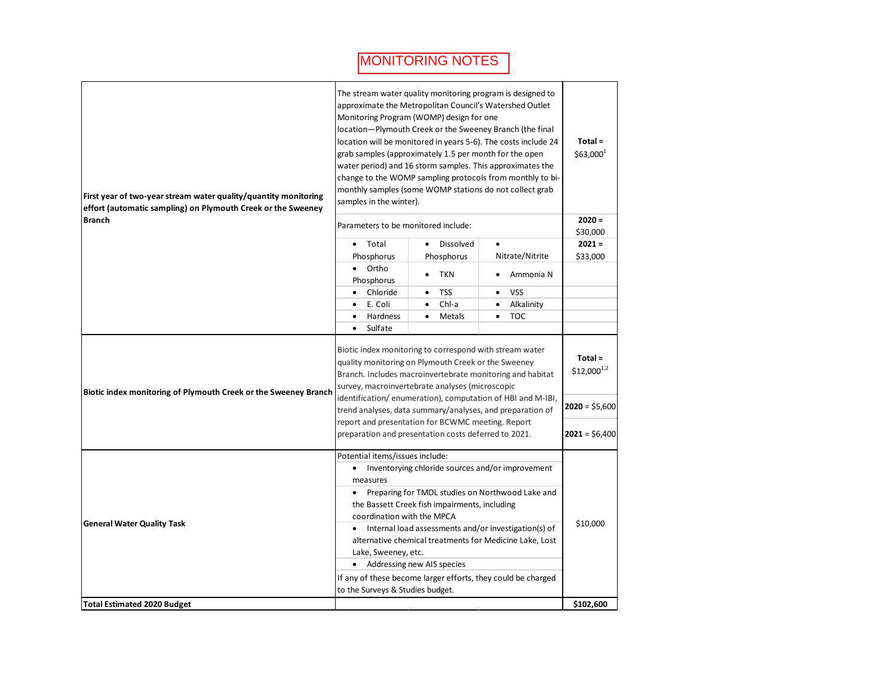# MONITORING NOTES

| Item | Description | | | Cost |
|---|---|---|---|---|
| First year of two-year stream water quality/quantity monitoring effort (automatic sampling) on Plymouth Creek or the Sweeney Branch | The stream water quality monitoring program is designed to approximate the Metropolitan Council's Watershed Outlet Monitoring Program (WOMP) design for one location—Plymouth Creek or the Sweeney Branch (the final location will be monitored in years 5-6). The costs include 24 grab samples (approximately 1.5 per month for the open water period) and 16 storm samples. This approximates the change to the WOMP sampling protocols from monthly to bi-monthly samples (some WOMP stations do not collect grab samples in the winter). | | | **Total =** $63,000[1] |
| | Parameters to be monitored include: | | | **2020 =** $30,000 |
| | • Total Phosphorus | • Dissolved Phosphorus | • Nitrate/Nitrite | **2021 =** $33,000 |
| | • Ortho Phosphorus | • TKN | • Ammonia N | |
| | • Chloride | • TSS | • VSS | |
| | • E. Coli | • Chl-a | • Alkalinity | |
| | • Hardness | • Metals | • TOC | |
| | • Sulfate | | | |
| Biotic index monitoring of Plymouth Creek or the Sweeney Branch | Biotic index monitoring to correspond with stream water quality monitoring on Plymouth Creek or the Sweeney Branch. Includes macroinvertebrate monitoring and habitat survey, macroinvertebrate analyses (microscopic identification/ enumeration), computation of HBI and M-IBI, trend analyses, data summary/analyses, and preparation of report and presentation for BCWMC meeting. Report preparation and presentation costs deferred to 2021. | | | **Total =** $12,000[1,2]<br>**2020** = $5,600<br>**2021** = $6,400 |
| General Water Quality Task | Potential items/issues include:<br>• Inventorying chloride sources and/or improvement measures<br>• Preparing for TMDL studies on Northwood Lake and the Bassett Creek fish impairments, including coordination with the MPCA<br>• Internal load assessments and/or investigation(s) of alternative chemical treatments for Medicine Lake, Lost Lake, Sweeney, etc.<br>• Addressing new AIS species<br>If any of these become larger efforts, they could be charged to the Surveys & Studies budget. | | | $10,000 |
| **Total Estimated 2020 Budget** | | | | **$102,600** |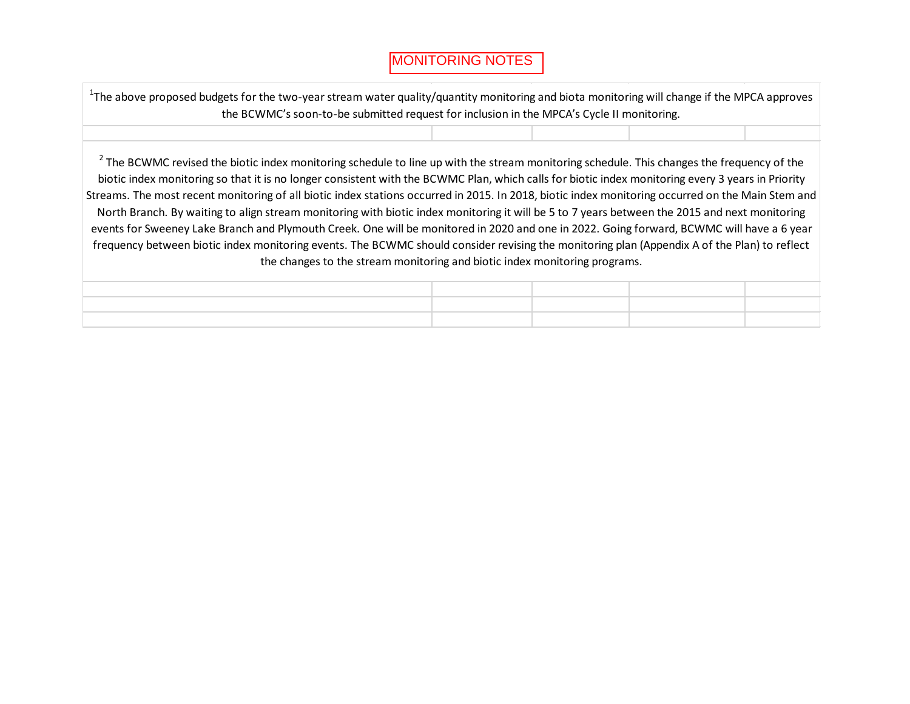# MONITORING NOTES

[1]The above proposed budgets for the two-year stream water quality/quantity monitoring and biota monitoring will change if the MPCA approves the BCWMC's soon-to-be submitted request for inclusion in the MPCA's Cycle II monitoring.

[2] The BCWMC revised the biotic index monitoring schedule to line up with the stream monitoring schedule. This changes the frequency of the biotic index monitoring so that it is no longer consistent with the BCWMC Plan, which calls for biotic index monitoring every 3 years in Priority Streams. The most recent monitoring of all biotic index stations occurred in 2015. In 2018, biotic index monitoring occurred on the Main Stem and North Branch. By waiting to align stream monitoring with biotic index monitoring it will be 5 to 7 years between the 2015 and next monitoring events for Sweeney Lake Branch and Plymouth Creek. One will be monitored in 2020 and one in 2022. Going forward, BCWMC will have a 6 year frequency between biotic index monitoring events. The BCWMC should consider revising the monitoring plan (Appendix A of the Plan) to reflect the changes to the stream monitoring and biotic index monitoring programs.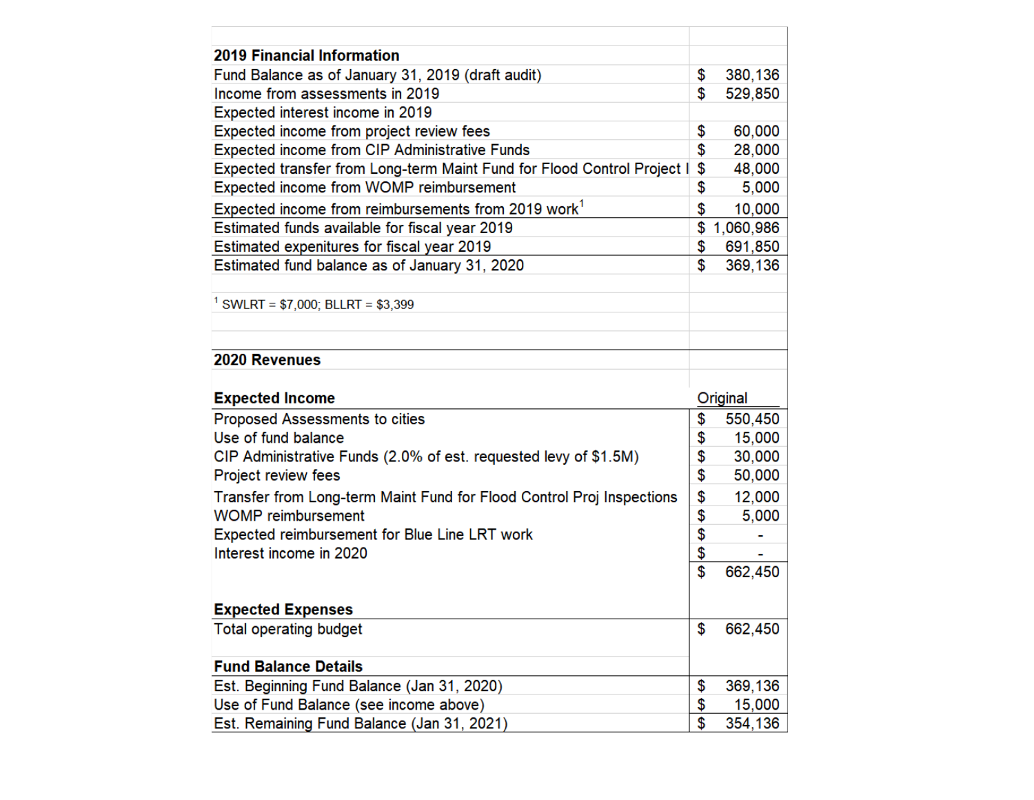| 2019 Financial Information | |
|---|---|
| Fund Balance as of January 31, 2019 (draft audit) | $ 380,136 |
| Income from assessments in 2019 | $ 529,850 |
| Expected interest income in 2019 | |
| Expected income from project review fees | $ 60,000 |
| Expected income from CIP Administrative Funds | $ 28,000 |
| Expected transfer from Long-term Maint Fund for Flood Control Project I | $ 48,000 |
| Expected income from WOMP reimbursement | $ 5,000 |
| Expected income from reimbursements from 2019 work[1] | $ 10,000 |
| Estimated funds available for fiscal year 2019 | $ 1,060,986 |
| Estimated expenitures for fiscal year 2019 | $ 691,850 |
| Estimated fund balance as of January 31, 2020 | $ 369,136 |

[1] SWLRT = $7,000; BLLRT = $3,399

## 2020 Revenues

| Expected Income | Original |
|---|---|
| Proposed Assessments to cities | $ 550,450 |
| Use of fund balance | $ 15,000 |
| CIP Administrative Funds (2.0% of est. requested levy of $1.5M) | $ 30,000 |
| Project review fees | $ 50,000 |
| Transfer from Long-term Maint Fund for Flood Control Proj Inspections | $ 12,000 |
| WOMP reimbursement | $ 5,000 |
| Expected reimbursement for Blue Line LRT work | $ - |
| Interest income in 2020 | $ - |
| | $ 662,450 |

| Expected Expenses | |
|---|---|
| Total operating budget | $ 662,450 |

| Fund Balance Details | |
|---|---|
| Est. Beginning Fund Balance (Jan 31, 2020) | $ 369,136 |
| Use of Fund Balance (see income above) | $ 15,000 |
| Est. Remaining Fund Balance (Jan 31, 2021) | $ 354,136 |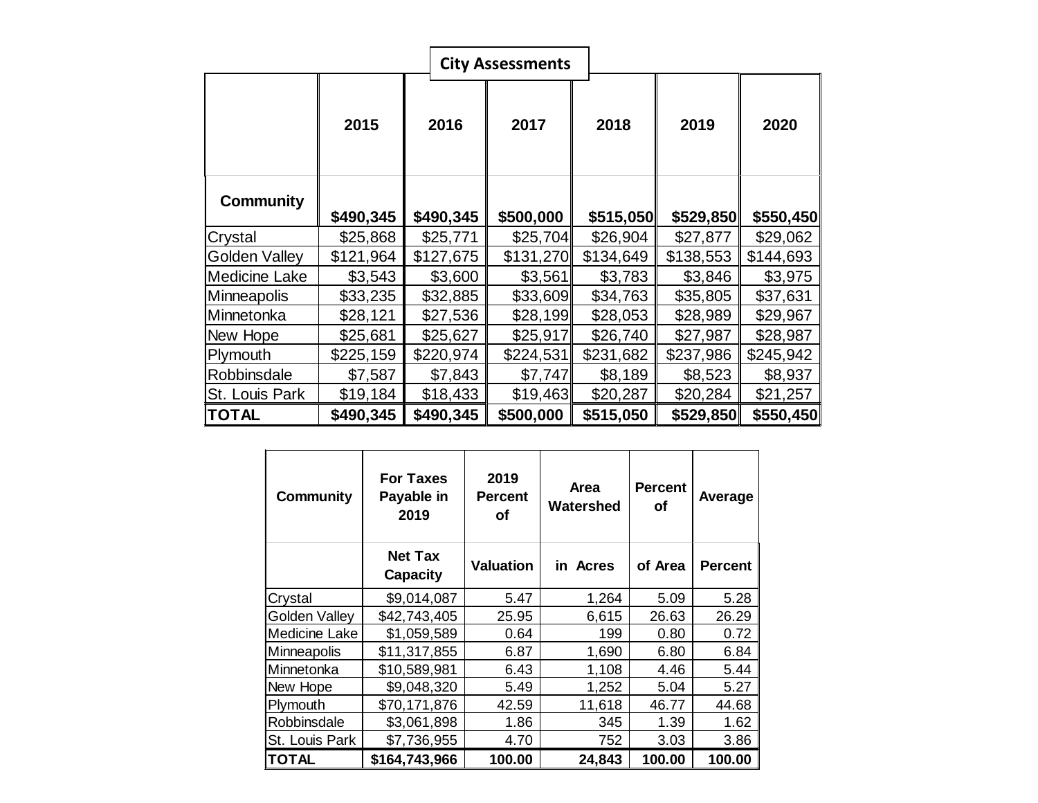## City Assessments

| Community | 2015<br>$490,345 | 2016<br>$490,345 | 2017<br>$500,000 | 2018<br>$515,050 | 2019<br>$529,850 | 2020<br>$550,450 |
|---|---|---|---|---|---|---|
| Crystal | $25,868 | $25,771 | $25,704 | $26,904 | $27,877 | $29,062 |
| Golden Valley | $121,964 | $127,675 | $131,270 | $134,649 | $138,553 | $144,693 |
| Medicine Lake | $3,543 | $3,600 | $3,561 | $3,783 | $3,846 | $3,975 |
| Minneapolis | $33,235 | $32,885 | $33,609 | $34,763 | $35,805 | $37,631 |
| Minnetonka | $28,121 | $27,536 | $28,199 | $28,053 | $28,989 | $29,967 |
| New Hope | $25,681 | $25,627 | $25,917 | $26,740 | $27,987 | $28,987 |
| Plymouth | $225,159 | $220,974 | $224,531 | $231,682 | $237,986 | $245,942 |
| Robbinsdale | $7,587 | $7,843 | $7,747 | $8,189 | $8,523 | $8,937 |
| St. Louis Park | $19,184 | $18,433 | $19,463 | $20,287 | $20,284 | $21,257 |
| **TOTAL** | **$490,345** | **$490,345** | **$500,000** | **$515,050** | **$529,850** | **$550,450** |

| Community | For Taxes Payable in 2019<br>Net Tax Capacity | 2019 Percent of<br>Valuation | Area Watershed<br>in Acres | Percent of<br>of Area | Average<br>Percent |
|---|---|---|---|---|---|
| Crystal | $9,014,087 | 5.47 | 1,264 | 5.09 | 5.28 |
| Golden Valley | $42,743,405 | 25.95 | 6,615 | 26.63 | 26.29 |
| Medicine Lake | $1,059,589 | 0.64 | 199 | 0.80 | 0.72 |
| Minneapolis | $11,317,855 | 6.87 | 1,690 | 6.80 | 6.84 |
| Minnetonka | $10,589,981 | 6.43 | 1,108 | 4.46 | 5.44 |
| New Hope | $9,048,320 | 5.49 | 1,252 | 5.04 | 5.27 |
| Plymouth | $70,171,876 | 42.59 | 11,618 | 46.77 | 44.68 |
| Robbinsdale | $3,061,898 | 1.86 | 345 | 1.39 | 1.62 |
| St. Louis Park | $7,736,955 | 4.70 | 752 | 3.03 | 3.86 |
| **TOTAL** | **$164,743,966** | **100.00** | **24,843** | **100.00** | **100.00** |